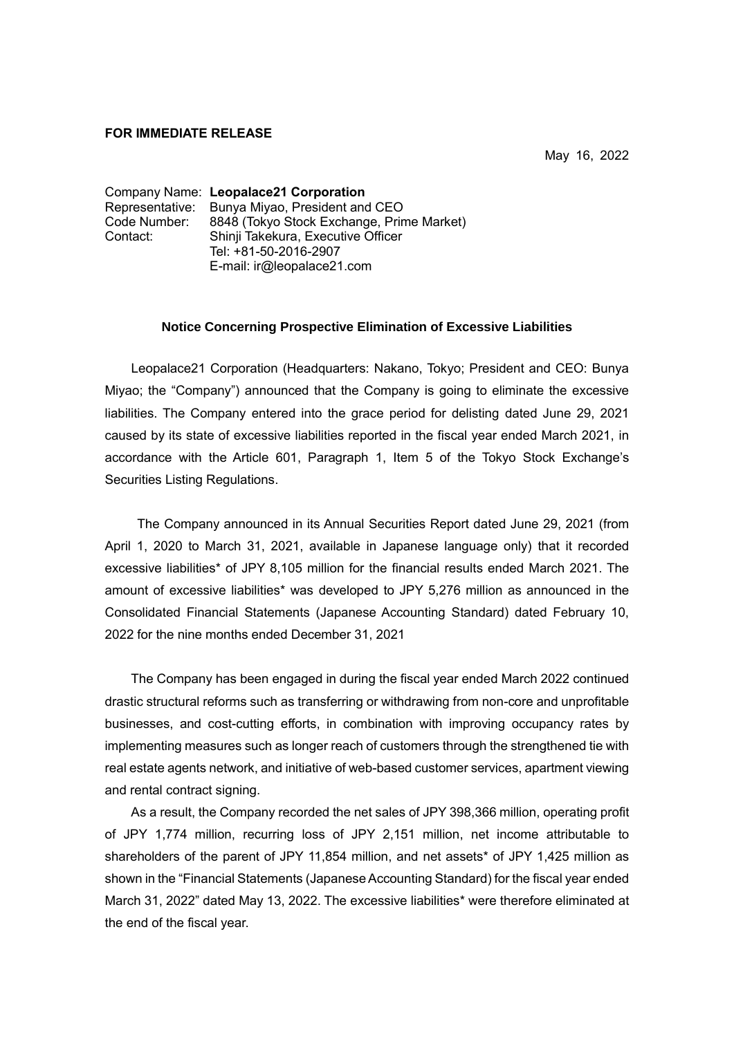**FOR IMMEDIATE RELEASE**

May 16, 2022

Company Name: **Leopalace21 Corporation**
Representative: Bunya Miyao, President and CEO
Code Number: 8848 (Tokyo Stock Exchange, Prime Market)
Contact: Shinji Takekura, Executive Officer
Tel: +81-50-2016-2907
E-mail: ir@leopalace21.com

## Notice Concerning Prospective Elimination of Excessive Liabilities

Leopalace21 Corporation (Headquarters: Nakano, Tokyo; President and CEO: Bunya Miyao; the "Company") announced that the Company is going to eliminate the excessive liabilities. The Company entered into the grace period for delisting dated June 29, 2021 caused by its state of excessive liabilities reported in the fiscal year ended March 2021, in accordance with the Article 601, Paragraph 1, Item 5 of the Tokyo Stock Exchange's Securities Listing Regulations.

The Company announced in its Annual Securities Report dated June 29, 2021 (from April 1, 2020 to March 31, 2021, available in Japanese language only) that it recorded excessive liabilities* of JPY 8,105 million for the financial results ended March 2021. The amount of excessive liabilities* was developed to JPY 5,276 million as announced in the Consolidated Financial Statements (Japanese Accounting Standard) dated February 10, 2022 for the nine months ended December 31, 2021

The Company has been engaged in during the fiscal year ended March 2022 continued drastic structural reforms such as transferring or withdrawing from non-core and unprofitable businesses, and cost-cutting efforts, in combination with improving occupancy rates by implementing measures such as longer reach of customers through the strengthened tie with real estate agents network, and initiative of web-based customer services, apartment viewing and rental contract signing.

As a result, the Company recorded the net sales of JPY 398,366 million, operating profit of JPY 1,774 million, recurring loss of JPY 2,151 million, net income attributable to shareholders of the parent of JPY 11,854 million, and net assets* of JPY 1,425 million as shown in the "Financial Statements (Japanese Accounting Standard) for the fiscal year ended March 31, 2022" dated May 13, 2022. The excessive liabilities* were therefore eliminated at the end of the fiscal year.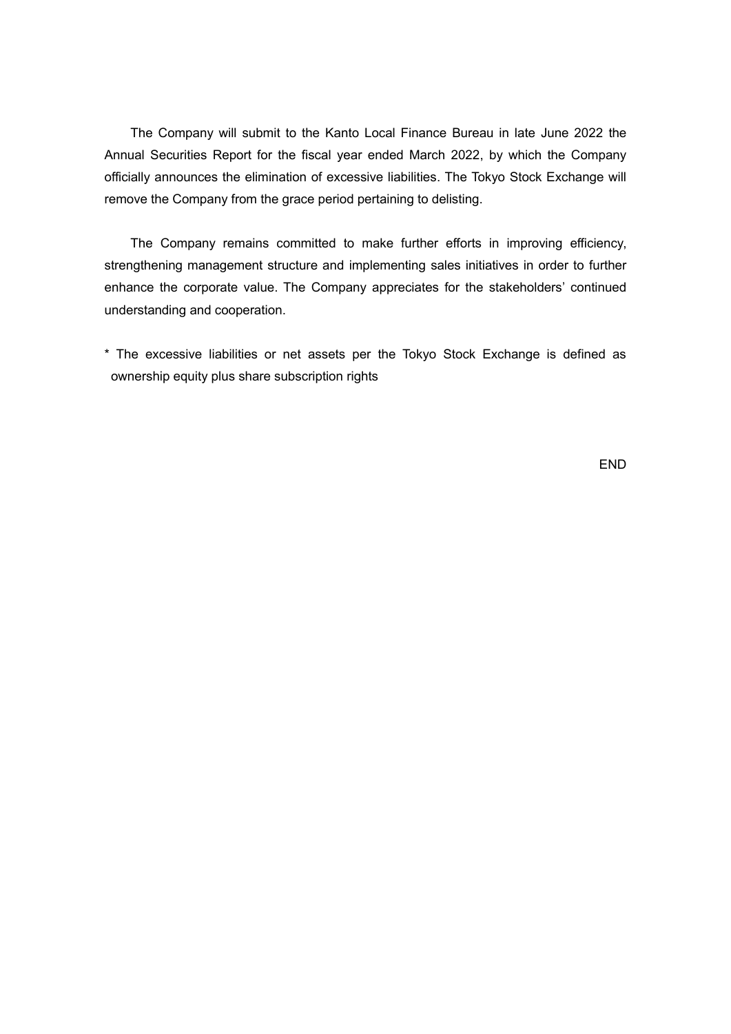The Company will submit to the Kanto Local Finance Bureau in late June 2022 the Annual Securities Report for the fiscal year ended March 2022, by which the Company officially announces the elimination of excessive liabilities. The Tokyo Stock Exchange will remove the Company from the grace period pertaining to delisting.

The Company remains committed to make further efforts in improving efficiency, strengthening management structure and implementing sales initiatives in order to further enhance the corporate value. The Company appreciates for the stakeholders' continued understanding and cooperation.

* The excessive liabilities or net assets per the Tokyo Stock Exchange is defined as ownership equity plus share subscription rights

END